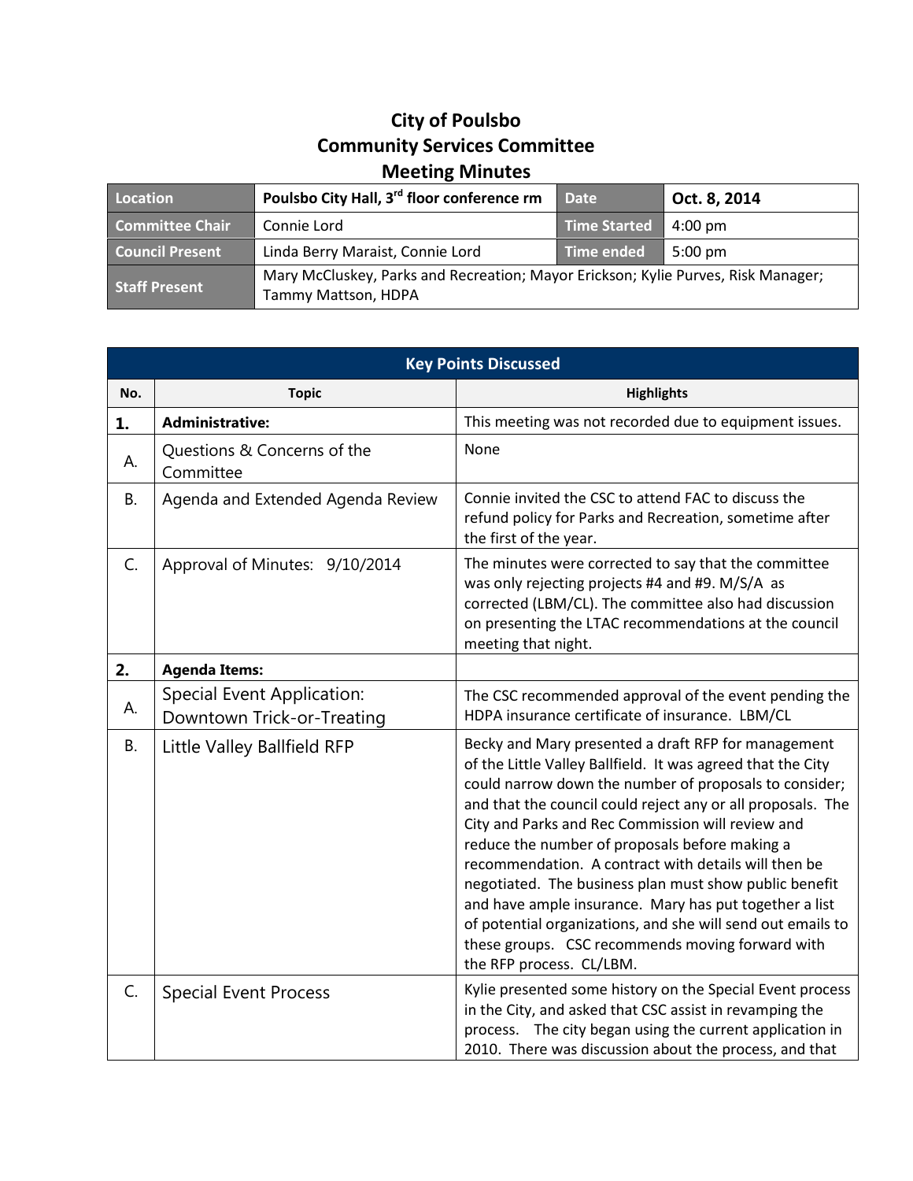# City of Poulsbo
## Community Services Committee
## Meeting Minutes

| | | | |
|---|---|---|---|
| Location | **Poulsbo City Hall, 3rd floor conference rm** | Date | **Oct. 8, 2014** |
| Committee Chair | Connie Lord | Time Started | 4:00 pm |
| Council Present | Linda Berry Maraist, Connie Lord | Time ended | 5:00 pm |
| Staff Present | Mary McCluskey, Parks and Recreation; Mayor Erickson; Kylie Purves, Risk Manager; Tammy Mattson, HDPA | | |

| Key Points Discussed | | |
|---|---|---|
| **No.** | **Topic** | **Highlights** |
| **1.** | **Administrative:** | This meeting was not recorded due to equipment issues. |
| A. | Questions & Concerns of the Committee | None |
| B. | Agenda and Extended Agenda Review | Connie invited the CSC to attend FAC to discuss the refund policy for Parks and Recreation, sometime after the first of the year. |
| C. | Approval of Minutes: 9/10/2014 | The minutes were corrected to say that the committee was only rejecting projects #4 and #9. M/S/A as corrected (LBM/CL). The committee also had discussion on presenting the LTAC recommendations at the council meeting that night. |
| **2.** | **Agenda Items:** | |
| A. | Special Event Application: Downtown Trick-or-Treating | The CSC recommended approval of the event pending the HDPA insurance certificate of insurance. LBM/CL |
| B. | Little Valley Ballfield RFP | Becky and Mary presented a draft RFP for management of the Little Valley Ballfield. It was agreed that the City could narrow down the number of proposals to consider; and that the council could reject any or all proposals. The City and Parks and Rec Commission will review and reduce the number of proposals before making a recommendation. A contract with details will then be negotiated. The business plan must show public benefit and have ample insurance. Mary has put together a list of potential organizations, and she will send out emails to these groups. CSC recommends moving forward with the RFP process. CL/LBM. |
| C. | Special Event Process | Kylie presented some history on the Special Event process in the City, and asked that CSC assist in revamping the process. The city began using the current application in 2010. There was discussion about the process, and that |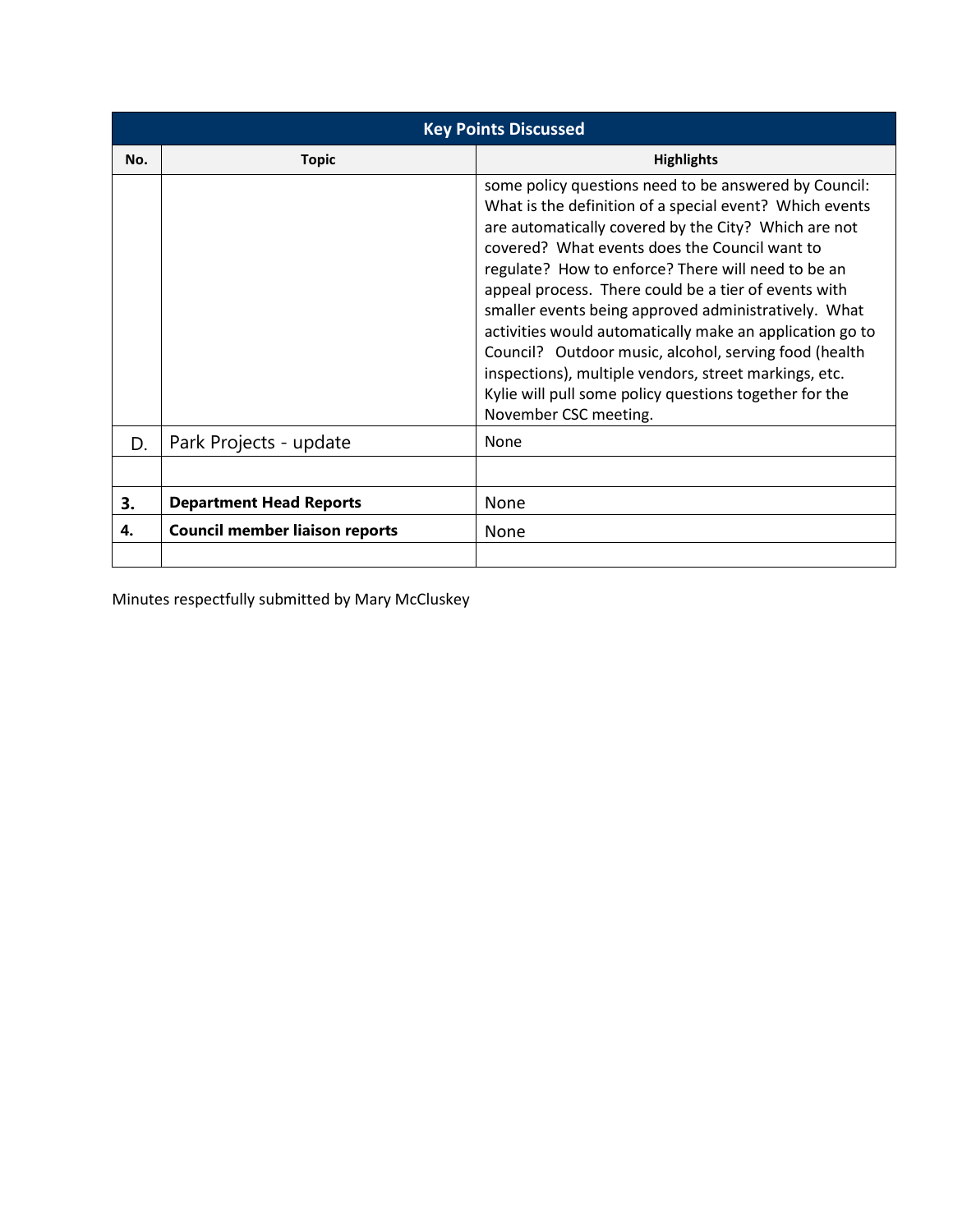| Key Points Discussed | | |
|---|---|---|
| **No.** | **Topic** | **Highlights** |
| | | some policy questions need to be answered by Council: What is the definition of a special event? Which events are automatically covered by the City? Which are not covered? What events does the Council want to regulate? How to enforce? There will need to be an appeal process. There could be a tier of events with smaller events being approved administratively. What activities would automatically make an application go to Council? Outdoor music, alcohol, serving food (health inspections), multiple vendors, street markings, etc. Kylie will pull some policy questions together for the November CSC meeting. |
| D. | Park Projects - update | None |
| | | |
| **3.** | **Department Head Reports** | None |
| **4.** | **Council member liaison reports** | None |
| | | |

Minutes respectfully submitted by Mary McCluskey